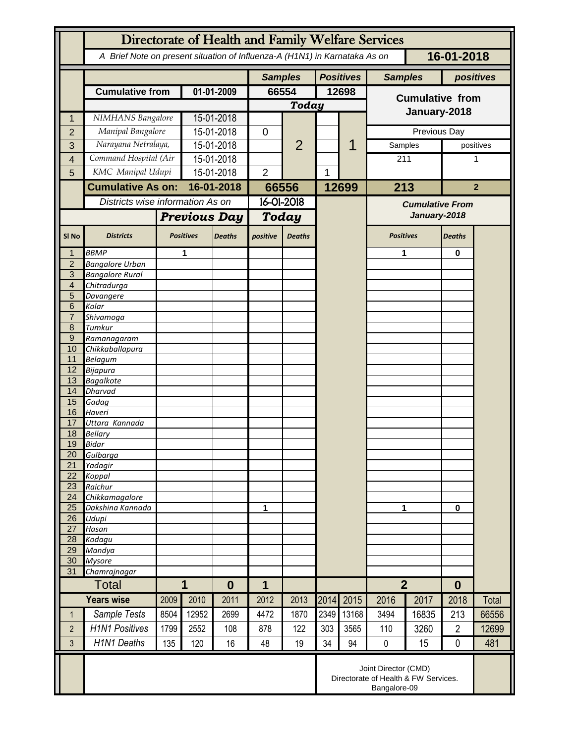# Directorate of Health and Family Welfare Services

*A Brief Note on present situation of Influenza-A (H1N1) in Karnataka As on* **16-01-2018**

| | | | Samples | | Positives | | Samples | positives |
|---|---|---|---|---|---|---|---|---|
| | **Cumulative from** | **01-01-2009** | **66554** | | **12698** | | **Cumulative from January-2018** | |
| | | | ***Today*** | | | | | |
| 1 | NIMHANS Bangalore | 15-01-2018 | | 2 | | 1 | | |
| 2 | Manipal Bangalore | 15-01-2018 | 0 | | | | Previous Day | |
| 3 | Narayana Netralaya, | 15-01-2018 | | | | | Samples | positives |
| 4 | Command Hospital (Air | 15-01-2018 | | | | | 211 | 1 |
| 5 | KMC Manipal Udupi | 15-01-2018 | 2 | | 1 | | | |
| | **Cumulative As on:** | **16-01-2018** | **66556** | | **12699** | | **213** | **2** |

| Sl No | Districts | Previous Day Positives | Previous Day Deaths | Today positive | Today Deaths | Cumulative From January-2018 Positives | Cumulative From January-2018 Deaths |
|---|---|---|---|---|---|---|---|
| 1 | BBMP | 1 | | | | 1 | 0 |
| 2 | Bangalore Urban | | | | | | |
| 3 | Bangalore Rural | | | | | | |
| 4 | Chitradurga | | | | | | |
| 5 | Davangere | | | | | | |
| 6 | Kolar | | | | | | |
| 7 | Shivamoga | | | | | | |
| 8 | Tumkur | | | | | | |
| 9 | Ramanagaram | | | | | | |
| 10 | Chikkaballapura | | | | | | |
| 11 | Belagum | | | | | | |
| 12 | Bijapura | | | | | | |
| 13 | Bagalkote | | | | | | |
| 14 | Dharvad | | | | | | |
| 15 | Gadag | | | | | | |
| 16 | Haveri | | | | | | |
| 17 | Uttara Kannada | | | | | | |
| 18 | Bellary | | | | | | |
| 19 | Bidar | | | | | | |
| 20 | Gulbarga | | | | | | |
| 21 | Yadagir | | | | | | |
| 22 | Koppal | | | | | | |
| 23 | Raichur | | | | | | |
| 24 | Chikkamagalore | | | | | | |
| 25 | Dakshina Kannada | | | 1 | | 1 | 0 |
| 26 | Udupi | | | | | | |
| 27 | Hasan | | | | | | |
| 28 | Kodagu | | | | | | |
| 29 | Mandya | | | | | | |
| 30 | Mysore | | | | | | |
| 31 | Chamrajnagar | | | | | | |
| | **Total** | **1** | **0** | **1** | | **2** | **0** |

*Districts wise information As on 16-01-2018*

| | Years wise | 2009 | 2010 | 2011 | 2012 | 2013 | 2014 | 2015 | 2016 | 2017 | 2018 | Total |
|---|---|---|---|---|---|---|---|---|---|---|---|---|
| 1 | Sample Tests | 8504 | 12952 | 2699 | 4472 | 1870 | 2349 | 13168 | 3494 | 16835 | 213 | 66556 |
| 2 | H1N1 Positives | 1799 | 2552 | 108 | 878 | 122 | 303 | 3565 | 110 | 3260 | 2 | 12699 |
| 3 | H1N1 Deaths | 135 | 120 | 16 | 48 | 19 | 34 | 94 | 0 | 15 | 0 | 481 |

Joint Director (CMD)
Directorate of Health & FW Services.
Bangalore-09